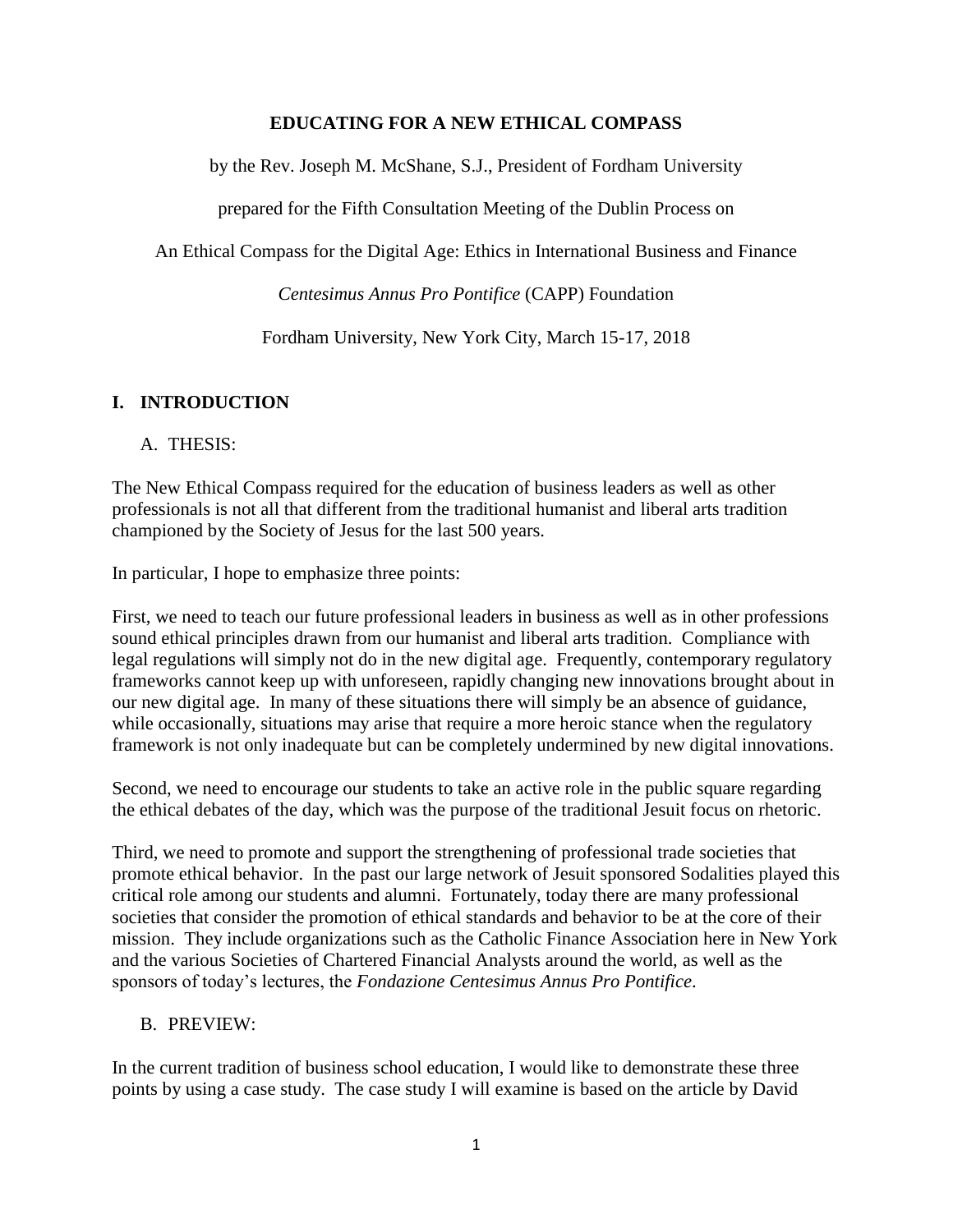# EDUCATING FOR A NEW ETHICAL COMPASS

by the Rev. Joseph M. McShane, S.J., President of Fordham University

prepared for the Fifth Consultation Meeting of the Dublin Process on

An Ethical Compass for the Digital Age: Ethics in International Business and Finance

*Centesimus Annus Pro Pontifice* (CAPP) Foundation

Fordham University, New York City, March 15-17, 2018

## I. INTRODUCTION

### A. THESIS:

The New Ethical Compass required for the education of business leaders as well as other professionals is not all that different from the traditional humanist and liberal arts tradition championed by the Society of Jesus for the last 500 years.

In particular, I hope to emphasize three points:

First, we need to teach our future professional leaders in business as well as in other professions sound ethical principles drawn from our humanist and liberal arts tradition. Compliance with legal regulations will simply not do in the new digital age. Frequently, contemporary regulatory frameworks cannot keep up with unforeseen, rapidly changing new innovations brought about in our new digital age. In many of these situations there will simply be an absence of guidance, while occasionally, situations may arise that require a more heroic stance when the regulatory framework is not only inadequate but can be completely undermined by new digital innovations.

Second, we need to encourage our students to take an active role in the public square regarding the ethical debates of the day, which was the purpose of the traditional Jesuit focus on rhetoric.

Third, we need to promote and support the strengthening of professional trade societies that promote ethical behavior. In the past our large network of Jesuit sponsored Sodalities played this critical role among our students and alumni. Fortunately, today there are many professional societies that consider the promotion of ethical standards and behavior to be at the core of their mission. They include organizations such as the Catholic Finance Association here in New York and the various Societies of Chartered Financial Analysts around the world, as well as the sponsors of today's lectures, the *Fondazione Centesimus Annus Pro Pontifice*.

### B. PREVIEW:

In the current tradition of business school education, I would like to demonstrate these three points by using a case study. The case study I will examine is based on the article by David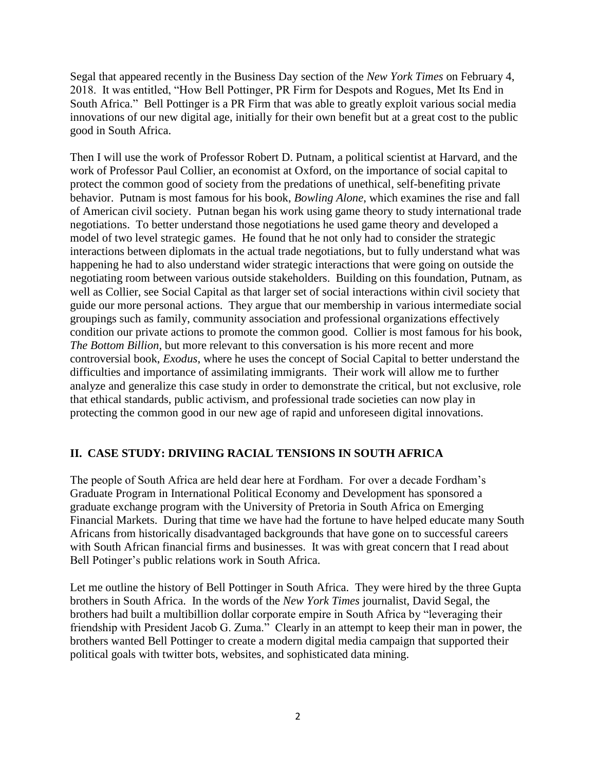Segal that appeared recently in the Business Day section of the *New York Times* on February 4, 2018. It was entitled, "How Bell Pottinger, PR Firm for Despots and Rogues, Met Its End in South Africa." Bell Pottinger is a PR Firm that was able to greatly exploit various social media innovations of our new digital age, initially for their own benefit but at a great cost to the public good in South Africa.

Then I will use the work of Professor Robert D. Putnam, a political scientist at Harvard, and the work of Professor Paul Collier, an economist at Oxford, on the importance of social capital to protect the common good of society from the predations of unethical, self-benefiting private behavior. Putnam is most famous for his book, *Bowling Alone*, which examines the rise and fall of American civil society. Putnan began his work using game theory to study international trade negotiations. To better understand those negotiations he used game theory and developed a model of two level strategic games. He found that he not only had to consider the strategic interactions between diplomats in the actual trade negotiations, but to fully understand what was happening he had to also understand wider strategic interactions that were going on outside the negotiating room between various outside stakeholders. Building on this foundation, Putnam, as well as Collier, see Social Capital as that larger set of social interactions within civil society that guide our more personal actions. They argue that our membership in various intermediate social groupings such as family, community association and professional organizations effectively condition our private actions to promote the common good. Collier is most famous for his book, *The Bottom Billion*, but more relevant to this conversation is his more recent and more controversial book, *Exodus*, where he uses the concept of Social Capital to better understand the difficulties and importance of assimilating immigrants. Their work will allow me to further analyze and generalize this case study in order to demonstrate the critical, but not exclusive, role that ethical standards, public activism, and professional trade societies can now play in protecting the common good in our new age of rapid and unforeseen digital innovations.

## II. CASE STUDY: DRIVIING RACIAL TENSIONS IN SOUTH AFRICA

The people of South Africa are held dear here at Fordham. For over a decade Fordham's Graduate Program in International Political Economy and Development has sponsored a graduate exchange program with the University of Pretoria in South Africa on Emerging Financial Markets. During that time we have had the fortune to have helped educate many South Africans from historically disadvantaged backgrounds that have gone on to successful careers with South African financial firms and businesses. It was with great concern that I read about Bell Potinger's public relations work in South Africa.

Let me outline the history of Bell Pottinger in South Africa. They were hired by the three Gupta brothers in South Africa. In the words of the *New York Times* journalist, David Segal, the brothers had built a multibillion dollar corporate empire in South Africa by "leveraging their friendship with President Jacob G. Zuma." Clearly in an attempt to keep their man in power, the brothers wanted Bell Pottinger to create a modern digital media campaign that supported their political goals with twitter bots, websites, and sophisticated data mining.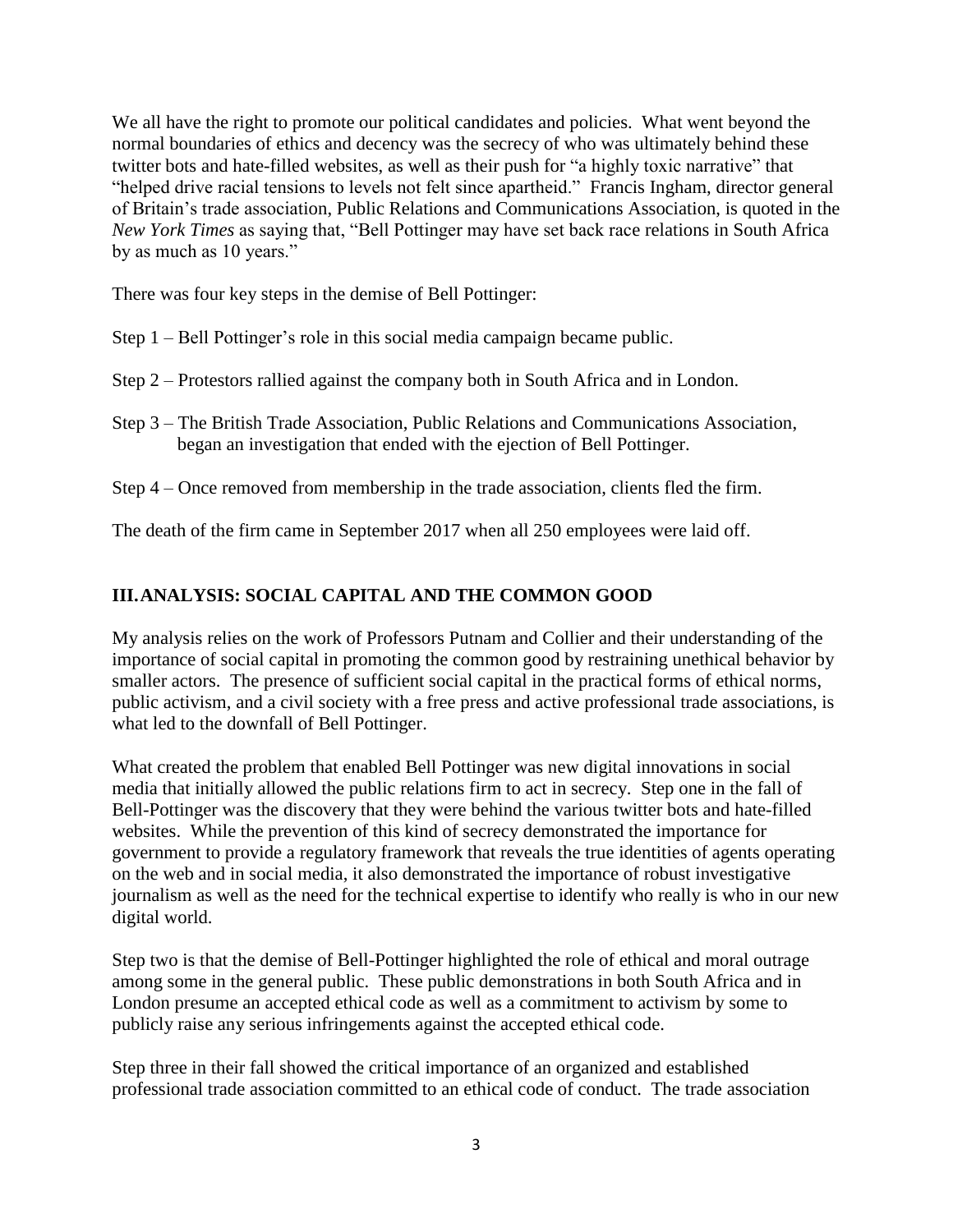We all have the right to promote our political candidates and policies. What went beyond the normal boundaries of ethics and decency was the secrecy of who was ultimately behind these twitter bots and hate-filled websites, as well as their push for "a highly toxic narrative" that "helped drive racial tensions to levels not felt since apartheid." Francis Ingham, director general of Britain's trade association, Public Relations and Communications Association, is quoted in the *New York Times* as saying that, "Bell Pottinger may have set back race relations in South Africa by as much as 10 years."

There was four key steps in the demise of Bell Pottinger:

Step 1 – Bell Pottinger's role in this social media campaign became public.

Step 2 – Protestors rallied against the company both in South Africa and in London.

Step 3 – The British Trade Association, Public Relations and Communications Association, began an investigation that ended with the ejection of Bell Pottinger.

Step 4 – Once removed from membership in the trade association, clients fled the firm.

The death of the firm came in September 2017 when all 250 employees were laid off.

## III. ANALYSIS: SOCIAL CAPITAL AND THE COMMON GOOD

My analysis relies on the work of Professors Putnam and Collier and their understanding of the importance of social capital in promoting the common good by restraining unethical behavior by smaller actors. The presence of sufficient social capital in the practical forms of ethical norms, public activism, and a civil society with a free press and active professional trade associations, is what led to the downfall of Bell Pottinger.

What created the problem that enabled Bell Pottinger was new digital innovations in social media that initially allowed the public relations firm to act in secrecy. Step one in the fall of Bell-Pottinger was the discovery that they were behind the various twitter bots and hate-filled websites. While the prevention of this kind of secrecy demonstrated the importance for government to provide a regulatory framework that reveals the true identities of agents operating on the web and in social media, it also demonstrated the importance of robust investigative journalism as well as the need for the technical expertise to identify who really is who in our new digital world.

Step two is that the demise of Bell-Pottinger highlighted the role of ethical and moral outrage among some in the general public. These public demonstrations in both South Africa and in London presume an accepted ethical code as well as a commitment to activism by some to publicly raise any serious infringements against the accepted ethical code.

Step three in their fall showed the critical importance of an organized and established professional trade association committed to an ethical code of conduct. The trade association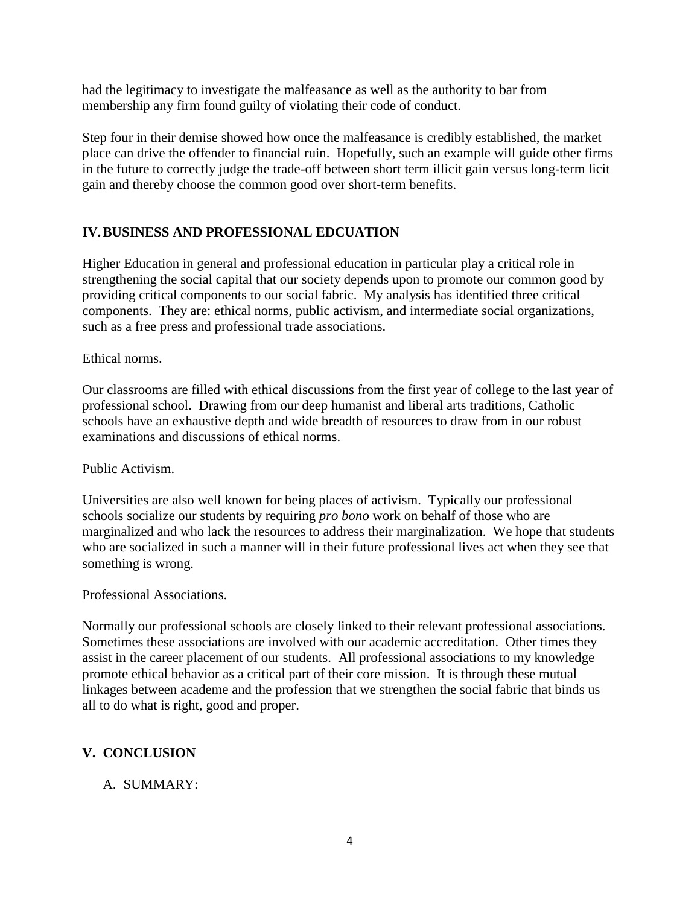had the legitimacy to investigate the malfeasance as well as the authority to bar from membership any firm found guilty of violating their code of conduct.

Step four in their demise showed how once the malfeasance is credibly established, the market place can drive the offender to financial ruin. Hopefully, such an example will guide other firms in the future to correctly judge the trade-off between short term illicit gain versus long-term licit gain and thereby choose the common good over short-term benefits.

## IV. BUSINESS AND PROFESSIONAL EDCUATION

Higher Education in general and professional education in particular play a critical role in strengthening the social capital that our society depends upon to promote our common good by providing critical components to our social fabric. My analysis has identified three critical components. They are: ethical norms, public activism, and intermediate social organizations, such as a free press and professional trade associations.

Ethical norms.

Our classrooms are filled with ethical discussions from the first year of college to the last year of professional school. Drawing from our deep humanist and liberal arts traditions, Catholic schools have an exhaustive depth and wide breadth of resources to draw from in our robust examinations and discussions of ethical norms.

Public Activism.

Universities are also well known for being places of activism. Typically our professional schools socialize our students by requiring *pro bono* work on behalf of those who are marginalized and who lack the resources to address their marginalization. We hope that students who are socialized in such a manner will in their future professional lives act when they see that something is wrong.

Professional Associations.

Normally our professional schools are closely linked to their relevant professional associations. Sometimes these associations are involved with our academic accreditation. Other times they assist in the career placement of our students. All professional associations to my knowledge promote ethical behavior as a critical part of their core mission. It is through these mutual linkages between academe and the profession that we strengthen the social fabric that binds us all to do what is right, good and proper.

## V. CONCLUSION

### A. SUMMARY: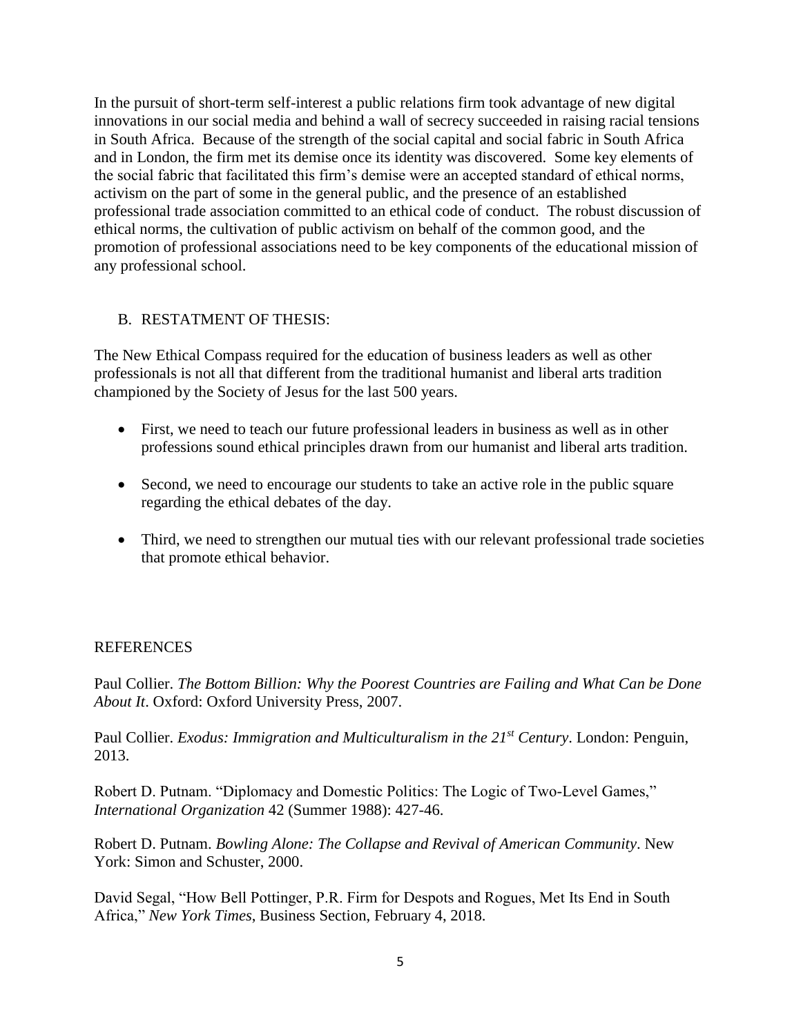In the pursuit of short-term self-interest a public relations firm took advantage of new digital innovations in our social media and behind a wall of secrecy succeeded in raising racial tensions in South Africa. Because of the strength of the social capital and social fabric in South Africa and in London, the firm met its demise once its identity was discovered. Some key elements of the social fabric that facilitated this firm's demise were an accepted standard of ethical norms, activism on the part of some in the general public, and the presence of an established professional trade association committed to an ethical code of conduct. The robust discussion of ethical norms, the cultivation of public activism on behalf of the common good, and the promotion of professional associations need to be key components of the educational mission of any professional school.

## B. RESTATMENT OF THESIS:

The New Ethical Compass required for the education of business leaders as well as other professionals is not all that different from the traditional humanist and liberal arts tradition championed by the Society of Jesus for the last 500 years.

- First, we need to teach our future professional leaders in business as well as in other professions sound ethical principles drawn from our humanist and liberal arts tradition.
- Second, we need to encourage our students to take an active role in the public square regarding the ethical debates of the day.
- Third, we need to strengthen our mutual ties with our relevant professional trade societies that promote ethical behavior.

## REFERENCES

Paul Collier. *The Bottom Billion: Why the Poorest Countries are Failing and What Can be Done About It*. Oxford: Oxford University Press, 2007.

Paul Collier. *Exodus: Immigration and Multiculturalism in the 21st Century*. London: Penguin, 2013.

Robert D. Putnam. "Diplomacy and Domestic Politics: The Logic of Two-Level Games," *International Organization* 42 (Summer 1988): 427-46.

Robert D. Putnam. *Bowling Alone: The Collapse and Revival of American Community*. New York: Simon and Schuster, 2000.

David Segal, "How Bell Pottinger, P.R. Firm for Despots and Rogues, Met Its End in South Africa," *New York Times*, Business Section, February 4, 2018.